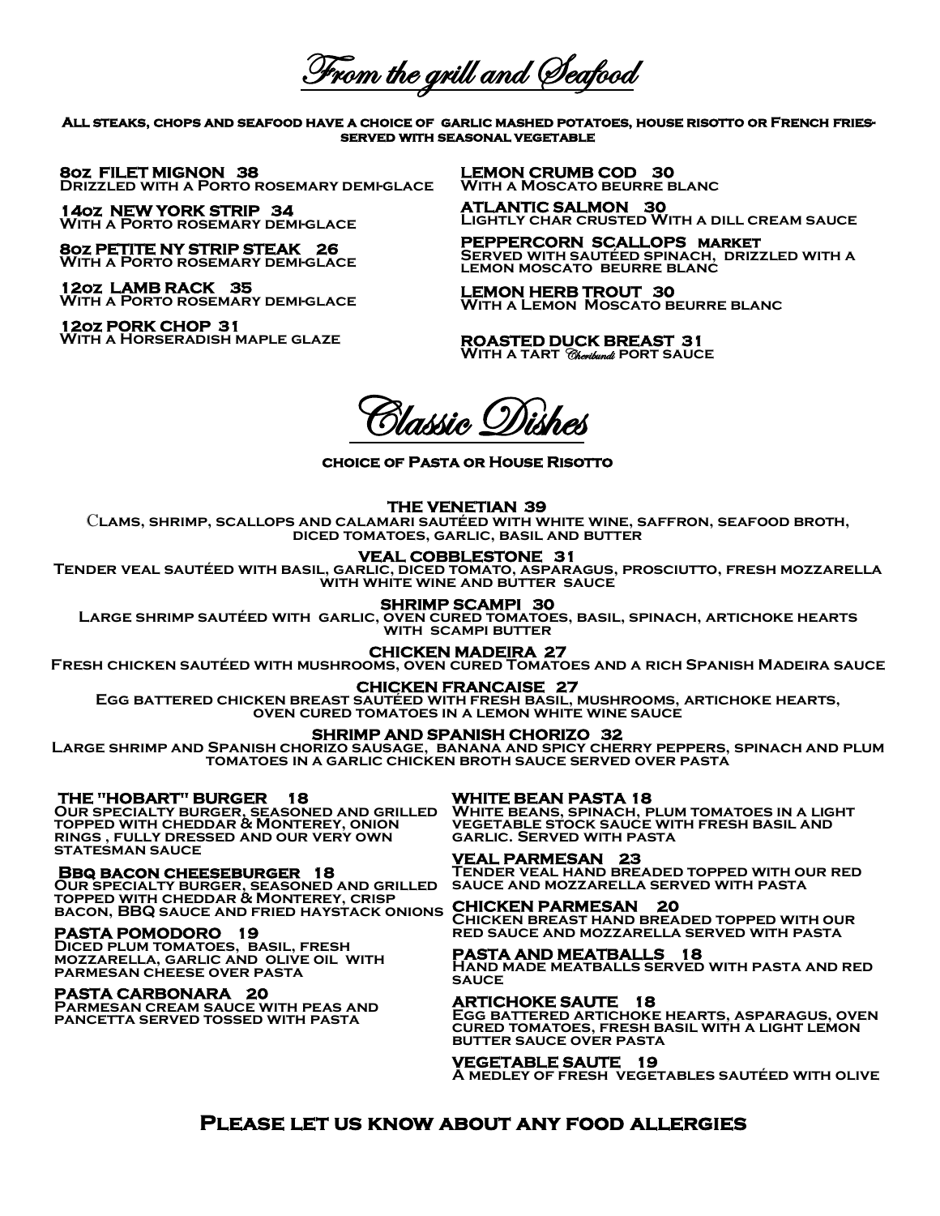# From the grill and Seafood

**All steaks, chops and seafood have a choice of garlic mashed potatoes, house risotto or French fries- served with seasonal vegetable**

**8oz FILET MIGNON 38**
Drizzled with a Porto rosemary demi-glace

**14oz NEW YORK STRIP 34**
With a Porto rosemary demi-glace

**8oz PETITE NY STRIP STEAK 26**
With a Porto rosemary demi-glace

**12oz LAMB RACK 35**
With a Porto rosemary demi-glace

**12oz PORK CHOP 31**
With a Horseradish maple glaze

**LEMON CRUMB COD 30**
With a Moscato beurre blanc

**ATLANTIC SALMON 30**
Lightly char crusted With a dill cream sauce

**PEPPERCORN SCALLOPS market**
Served with sautéed spinach, drizzled with a lemon moscato beurre blanc

**LEMON HERB TROUT 30**
With a Lemon Moscato beurre blanc

**ROASTED DUCK BREAST 31**
With a tart Cheribundi port sauce

# Classic Dishes

**choice of Pasta or House Risotto**

**THE VENETIAN 39**
Clams, shrimp, scallops and calamari sautéed with white wine, saffron, seafood broth, diced tomatoes, garlic, basil and butter

**VEAL COBBLESTONE 31**
Tender veal sautéed with basil, garlic, diced tomato, asparagus, prosciutto, fresh mozzarella with white wine and butter sauce

**SHRIMP SCAMPI 30**
Large shrimp sautéed with garlic, oven cured tomatoes, basil, spinach, artichoke hearts with scampi butter

**CHICKEN MADEIRA 27**
Fresh chicken sautéed with mushrooms, oven cured Tomatoes and a rich Spanish Madeira sauce

**CHICKEN FRANCAISE 27**
Egg battered chicken breast sautéed with fresh basil, mushrooms, artichoke hearts, oven cured tomatoes in a lemon white wine sauce

**SHRIMP AND SPANISH CHORIZO 32**
Large shrimp and Spanish chorizo sausage, banana and spicy cherry peppers, spinach and plum tomatoes in a garlic chicken broth sauce served over pasta

**THE "HOBART" BURGER 18**
Our specialty burger, seasoned and grilled topped with cheddar & Monterey, onion rings , fully dressed and our very own statesman sauce

**Bbq bacon cheeseburger 18**
Our specialty burger, seasoned and grilled topped with cheddar & Monterey, crisp bacon, BBQ sauce and fried haystack onions

**PASTA POMODORO 19**
Diced plum tomatoes, basil, fresh mozzarella, garlic and olive oil with parmesan cheese over pasta

**PASTA CARBONARA 20**
Parmesan cream sauce with peas and pancetta served tossed with pasta

**WHITE BEAN PASTA 18**
White beans, spinach, plum tomatoes in a light vegetable stock sauce with fresh basil and garlic. Served with pasta

**VEAL PARMESAN 23**
Tender veal hand breaded topped with our red sauce and mozzarella served with pasta

**CHICKEN PARMESAN 20**
Chicken breast hand breaded topped with our red sauce and mozzarella served with pasta

**PASTA AND MEATBALLS 18**
Hand made meatballs served with pasta and red sauce

**ARTICHOKE SAUTE 18**
Egg battered artichoke hearts, asparagus, oven cured tomatoes, fresh basil with a light lemon butter sauce over pasta

**VEGETABLE SAUTE 19**
A medley of fresh vegetables sautéed with olive

**Please let us know about any food allergies**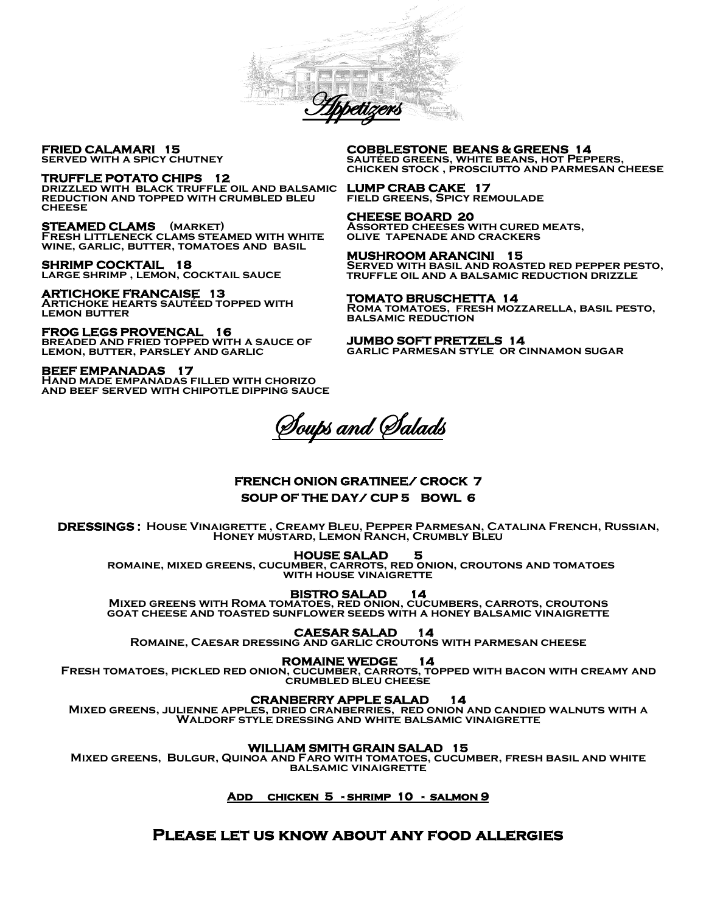# Appetizers

**FRIED CALAMARI 15**
served with a spicy chutney

**TRUFFLE POTATO CHIPS 12**
drizzled with black truffle oil and balsamic reduction and topped with crumbled bleu cheese

**STEAMED CLAMS (market)**
Fresh littleneck clams steamed with white wine, garlic, butter, tomatoes and basil

**SHRIMP COCKTAIL 18**
large shrimp , lemon, cocktail sauce

**ARTICHOKE FRANCAISE 13**
Artichoke hearts sautéed topped with lemon butter

**FROG LEGS PROVENCAL 16**
breaded and fried topped with a sauce of lemon, butter, parsley and garlic

**BEEF EMPANADAS 17**
Hand made empanadas filled with chorizo and beef served with chipotle dipping sauce

**COBBLESTONE BEANS & GREENS 14**
sautéed greens, white beans, hot Peppers, chicken stock , prosciutto and parmesan cheese

**LUMP CRAB CAKE 17**
field greens, Spicy remoulade

**CHEESE BOARD 20**
Assorted cheeses with cured meats, olive tapenade and crackers

**MUSHROOM ARANCINI 15**
Served with basil and roasted red pepper pesto, truffle oil and a balsamic reduction drizzle

**TOMATO BRUSCHETTA 14**
Roma tomatoes, fresh mozzarella, basil pesto, balsamic reduction

**JUMBO SOFT PRETZELS 14**
garlic parmesan style or cinnamon sugar

# Soups and Salads

**FRENCH ONION GRATINEE/ CROCK 7**

**SOUP OF THE DAY/ CUP 5 BOWL 6**

**DRESSINGS :** House Vinaigrette , Creamy Bleu, Pepper Parmesan, Catalina French, Russian, Honey mustard, Lemon Ranch, Crumbly Bleu

**HOUSE SALAD 5**
romaine, mixed greens, cucumber, carrots, red onion, croutons and tomatoes with house vinaigrette

**BISTRO SALAD 14**
Mixed greens with Roma tomatoes, red onion, cucumbers, carrots, croutons goat cheese and toasted sunflower seeds with a honey balsamic vinaigrette

**CAESAR SALAD 14**
Romaine, Caesar dressing and garlic croutons with parmesan cheese

**ROMAINE WEDGE 14**
Fresh tomatoes, pickled red onion, cucumber, carrots, topped with bacon with creamy and crumbled bleu cheese

**CRANBERRY APPLE SALAD 14**
Mixed greens, julienne apples, dried cranberries, red onion and candied walnuts with a Waldorf style dressing and white balsamic vinaigrette

**WILLIAM SMITH GRAIN SALAD 15**
Mixed greens, Bulgur, Quinoa and Faro with tomatoes, cucumber, fresh basil and white balsamic vinaigrette

**Add chicken 5 - shrimp 10 - salmon 9**

## Please let us know about any food allergies